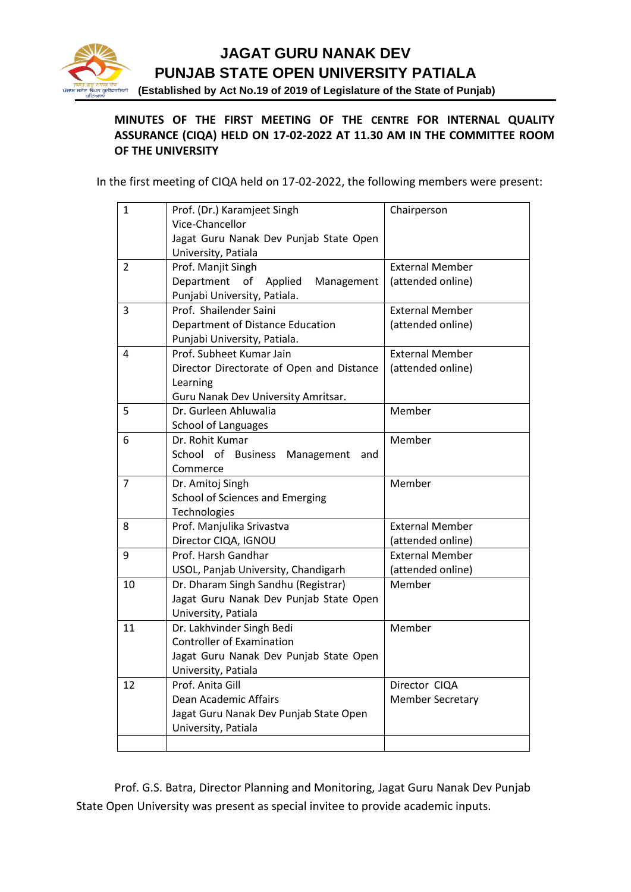# JAGAT GURU NANAK DEV
# PUNJAB STATE OPEN UNIVERSITY PATIALA

**(Established by Act No.19 of 2019 of Legislature of the State of Punjab)**

**MINUTES OF THE FIRST MEETING OF THE CENTRE FOR INTERNAL QUALITY ASSURANCE (CIQA) HELD ON 17-02-2022 AT 11.30 AM IN THE COMMITTEE ROOM OF THE UNIVERSITY**

In the first meeting of CIQA held on 17-02-2022, the following members were present:

| | | |
|---|---|---|
| 1 | Prof. (Dr.) Karamjeet Singh<br>Vice-Chancellor<br>Jagat Guru Nanak Dev Punjab State Open University, Patiala | Chairperson |
| 2 | Prof. Manjit Singh<br>Department of Applied Management<br>Punjabi University, Patiala. | External Member<br>(attended online) |
| 3 | Prof. Shailender Saini<br>Department of Distance Education<br>Punjabi University, Patiala. | External Member<br>(attended online) |
| 4 | Prof. Subheet Kumar Jain<br>Director Directorate of Open and Distance Learning<br>Guru Nanak Dev University Amritsar. | External Member<br>(attended online) |
| 5 | Dr. Gurleen Ahluwalia<br>School of Languages | Member |
| 6 | Dr. Rohit Kumar<br>School of Business Management and Commerce | Member |
| 7 | Dr. Amitoj Singh<br>School of Sciences and Emerging Technologies | Member |
| 8 | Prof. Manjulika Srivastva<br>Director CIQA, IGNOU | External Member<br>(attended online) |
| 9 | Prof. Harsh Gandhar<br>USOL, Panjab University, Chandigarh | External Member<br>(attended online) |
| 10 | Dr. Dharam Singh Sandhu (Registrar)<br>Jagat Guru Nanak Dev Punjab State Open University, Patiala | Member |
| 11 | Dr. Lakhvinder Singh Bedi<br>Controller of Examination<br>Jagat Guru Nanak Dev Punjab State Open University, Patiala | Member |
| 12 | Prof. Anita Gill<br>Dean Academic Affairs<br>Jagat Guru Nanak Dev Punjab State Open University, Patiala | Director CIQA<br>Member Secretary |
| | | |

Prof. G.S. Batra, Director Planning and Monitoring, Jagat Guru Nanak Dev Punjab State Open University was present as special invitee to provide academic inputs.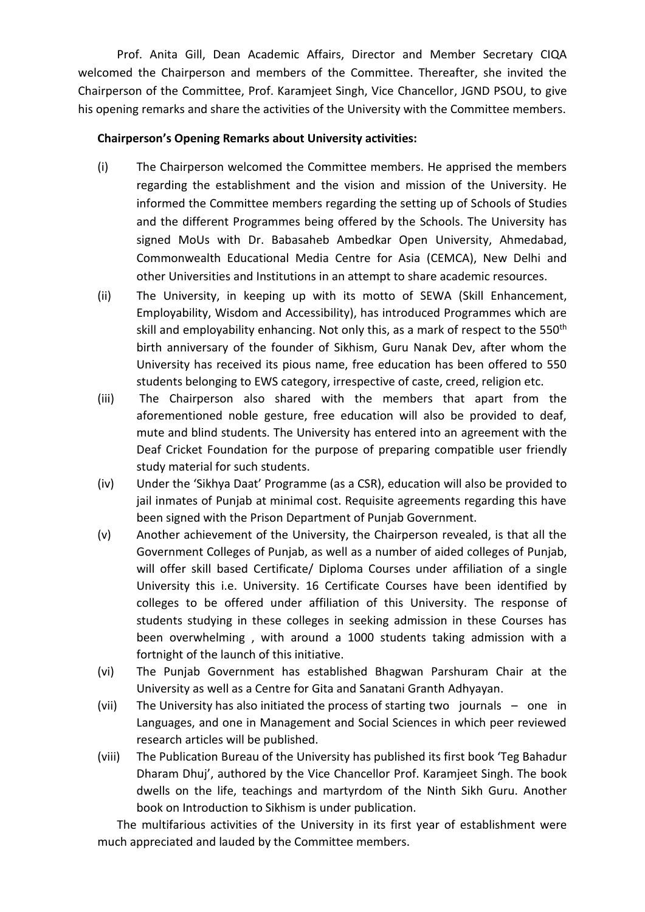Prof. Anita Gill, Dean Academic Affairs, Director and Member Secretary CIQA welcomed the Chairperson and members of the Committee. Thereafter, she invited the Chairperson of the Committee, Prof. Karamjeet Singh, Vice Chancellor, JGND PSOU, to give his opening remarks and share the activities of the University with the Committee members.

**Chairperson's Opening Remarks about University activities:**

(i) The Chairperson welcomed the Committee members. He apprised the members regarding the establishment and the vision and mission of the University. He informed the Committee members regarding the setting up of Schools of Studies and the different Programmes being offered by the Schools. The University has signed MoUs with Dr. Babasaheb Ambedkar Open University, Ahmedabad, Commonwealth Educational Media Centre for Asia (CEMCA), New Delhi and other Universities and Institutions in an attempt to share academic resources.

(ii) The University, in keeping up with its motto of SEWA (Skill Enhancement, Employability, Wisdom and Accessibility), has introduced Programmes which are skill and employability enhancing. Not only this, as a mark of respect to the 550th birth anniversary of the founder of Sikhism, Guru Nanak Dev, after whom the University has received its pious name, free education has been offered to 550 students belonging to EWS category, irrespective of caste, creed, religion etc.

(iii) The Chairperson also shared with the members that apart from the aforementioned noble gesture, free education will also be provided to deaf, mute and blind students. The University has entered into an agreement with the Deaf Cricket Foundation for the purpose of preparing compatible user friendly study material for such students.

(iv) Under the 'Sikhya Daat' Programme (as a CSR), education will also be provided to jail inmates of Punjab at minimal cost. Requisite agreements regarding this have been signed with the Prison Department of Punjab Government.

(v) Another achievement of the University, the Chairperson revealed, is that all the Government Colleges of Punjab, as well as a number of aided colleges of Punjab, will offer skill based Certificate/ Diploma Courses under affiliation of a single University this i.e. University. 16 Certificate Courses have been identified by colleges to be offered under affiliation of this University. The response of students studying in these colleges in seeking admission in these Courses has been overwhelming , with around a 1000 students taking admission with a fortnight of the launch of this initiative.

(vi) The Punjab Government has established Bhagwan Parshuram Chair at the University as well as a Centre for Gita and Sanatani Granth Adhyayan.

(vii) The University has also initiated the process of starting two journals – one in Languages, and one in Management and Social Sciences in which peer reviewed research articles will be published.

(viii) The Publication Bureau of the University has published its first book 'Teg Bahadur Dharam Dhuj', authored by the Vice Chancellor Prof. Karamjeet Singh. The book dwells on the life, teachings and martyrdom of the Ninth Sikh Guru. Another book on Introduction to Sikhism is under publication.

The multifarious activities of the University in its first year of establishment were much appreciated and lauded by the Committee members.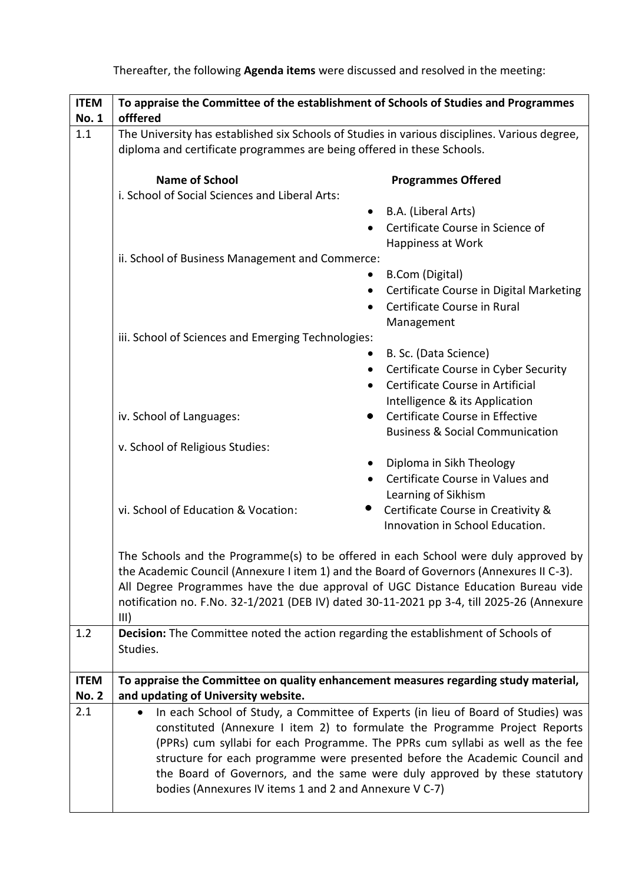Thereafter, the following **Agenda items** were discussed and resolved in the meeting:

| **ITEM No. 1** | **To appraise the Committee of the establishment of Schools of Studies and Programmes offfered** |
|---|---|
| 1.1 | The University has established six Schools of Studies in various disciplines. Various degree, diploma and certificate programmes are being offered in these Schools.<br><br>**Name of School** — **Programmes Offered**<br>i. School of Social Sciences and Liberal Arts:<br>• B.A. (Liberal Arts)<br>• Certificate Course in Science of Happiness at Work<br>ii. School of Business Management and Commerce:<br>• B.Com (Digital)<br>• Certificate Course in Digital Marketing<br>• Certificate Course in Rural Management<br>iii. School of Sciences and Emerging Technologies:<br>• B. Sc. (Data Science)<br>• Certificate Course in Cyber Security<br>• Certificate Course in Artificial Intelligence & its Application<br>iv. School of Languages:<br>• Certificate Course in Effective Business & Social Communication<br>v. School of Religious Studies:<br>• Diploma in Sikh Theology<br>• Certificate Course in Values and Learning of Sikhism<br>vi. School of Education & Vocation:<br>• Certificate Course in Creativity & Innovation in School Education.<br><br>The Schools and the Programme(s) to be offered in each School were duly approved by the Academic Council (Annexure I item 1) and the Board of Governors (Annexures II C-3). All Degree Programmes have the due approval of UGC Distance Education Bureau vide notification no. F.No. 32-1/2021 (DEB IV) dated 30-11-2021 pp 3-4, till 2025-26 (Annexure III) |
| 1.2 | **Decision:** The Committee noted the action regarding the establishment of Schools of Studies. |
| **ITEM No. 2** | **To appraise the Committee on quality enhancement measures regarding study material, and updating of University website.** |
| 2.1 | • In each School of Study, a Committee of Experts (in lieu of Board of Studies) was constituted (Annexure I item 2) to formulate the Programme Project Reports (PPRs) cum syllabi for each Programme. The PPRs cum syllabi as well as the fee structure for each programme were presented before the Academic Council and the Board of Governors, and the same were duly approved by these statutory bodies (Annexures IV items 1 and 2 and Annexure V C-7) |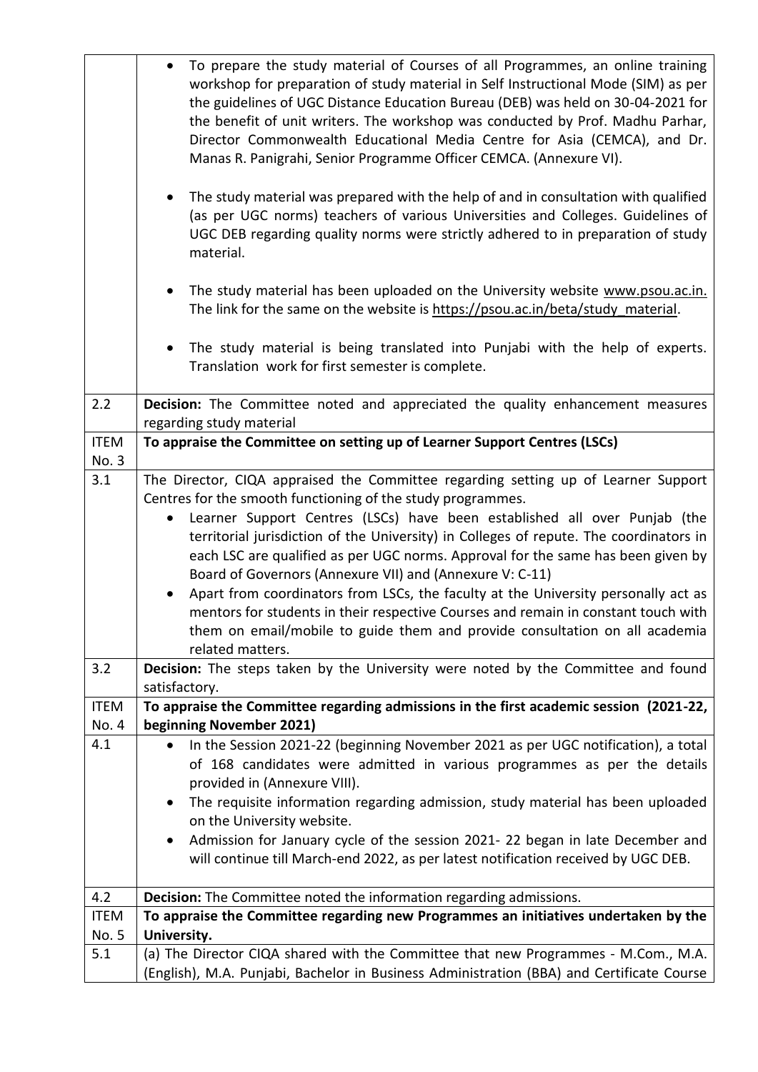|  |  |
|---|---|
|  | • To prepare the study material of Courses of all Programmes, an online training workshop for preparation of study material in Self Instructional Mode (SIM) as per the guidelines of UGC Distance Education Bureau (DEB) was held on 30-04-2021 for the benefit of unit writers. The workshop was conducted by Prof. Madhu Parhar, Director Commonwealth Educational Media Centre for Asia (CEMCA), and Dr. Manas R. Panigrahi, Senior Programme Officer CEMCA. (Annexure VI).<br><br>• The study material was prepared with the help of and in consultation with qualified (as per UGC norms) teachers of various Universities and Colleges. Guidelines of UGC DEB regarding quality norms were strictly adhered to in preparation of study material.<br><br>• The study material has been uploaded on the University website www.psou.ac.in. The link for the same on the website is https://psou.ac.in/beta/study_material.<br><br>• The study material is being translated into Punjabi with the help of experts. Translation work for first semester is complete. |
| 2.2 | **Decision:** The Committee noted and appreciated the quality enhancement measures regarding study material |
| ITEM No. 3 | **To appraise the Committee on setting up of Learner Support Centres (LSCs)** |
| 3.1 | The Director, CIQA appraised the Committee regarding setting up of Learner Support Centres for the smooth functioning of the study programmes.<br>• Learner Support Centres (LSCs) have been established all over Punjab (the territorial jurisdiction of the University) in Colleges of repute. The coordinators in each LSC are qualified as per UGC norms. Approval for the same has been given by Board of Governors (Annexure VII) and (Annexure V: C-11)<br>• Apart from coordinators from LSCs, the faculty at the University personally act as mentors for students in their respective Courses and remain in constant touch with them on email/mobile to guide them and provide consultation on all academia related matters. |
| 3.2 | **Decision:** The steps taken by the University were noted by the Committee and found satisfactory. |
| ITEM No. 4 | **To appraise the Committee regarding admissions in the first academic session (2021-22, beginning November 2021)** |
| 4.1 | • In the Session 2021-22 (beginning November 2021 as per UGC notification), a total of 168 candidates were admitted in various programmes as per the details provided in (Annexure VIII).<br>• The requisite information regarding admission, study material has been uploaded on the University website.<br>• Admission for January cycle of the session 2021- 22 began in late December and will continue till March-end 2022, as per latest notification received by UGC DEB. |
| 4.2 | **Decision:** The Committee noted the information regarding admissions. |
| ITEM No. 5 | **To appraise the Committee regarding new Programmes an initiatives undertaken by the University.** |
| 5.1 | (a) The Director CIQA shared with the Committee that new Programmes - M.Com., M.A. (English), M.A. Punjabi, Bachelor in Business Administration (BBA) and Certificate Course |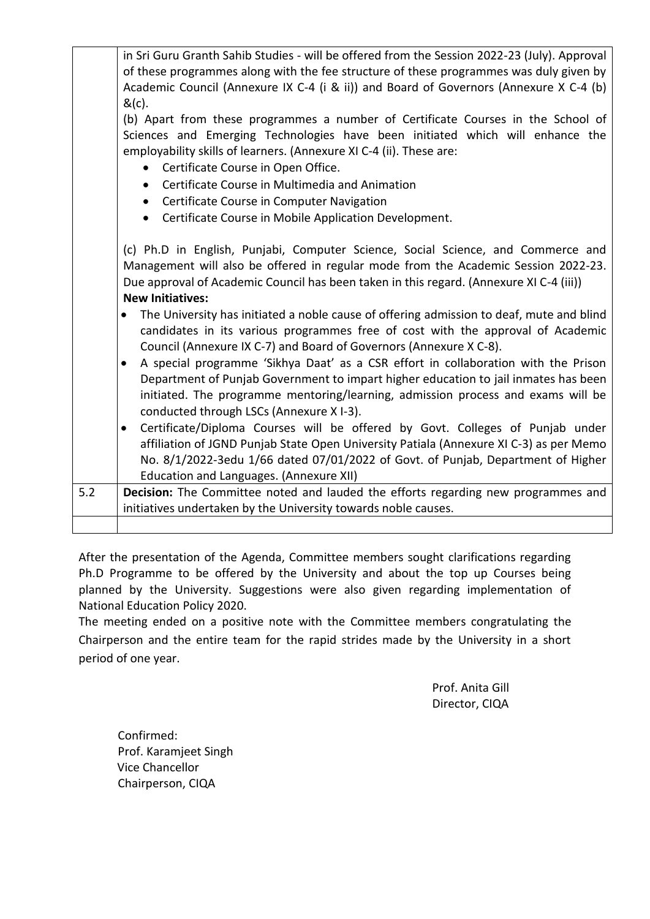| | |
|---|---|
| | in Sri Guru Granth Sahib Studies - will be offered from the Session 2022-23 (July). Approval of these programmes along with the fee structure of these programmes was duly given by Academic Council (Annexure IX C-4 (i & ii)) and Board of Governors (Annexure X C-4 (b) &(c).<br>(b) Apart from these programmes a number of Certificate Courses in the School of Sciences and Emerging Technologies have been initiated which will enhance the employability skills of learners. (Annexure XI C-4 (ii). These are:<br>• Certificate Course in Open Office.<br>• Certificate Course in Multimedia and Animation<br>• Certificate Course in Computer Navigation<br>• Certificate Course in Mobile Application Development.<br><br>(c) Ph.D in English, Punjabi, Computer Science, Social Science, and Commerce and Management will also be offered in regular mode from the Academic Session 2022-23. Due approval of Academic Council has been taken in this regard. (Annexure XI C-4 (iii))<br>**New Initiatives:**<br>• The University has initiated a noble cause of offering admission to deaf, mute and blind candidates in its various programmes free of cost with the approval of Academic Council (Annexure IX C-7) and Board of Governors (Annexure X C-8).<br>• A special programme 'Sikhya Daat' as a CSR effort in collaboration with the Prison Department of Punjab Government to impart higher education to jail inmates has been initiated. The programme mentoring/learning, admission process and exams will be conducted through LSCs (Annexure X I-3).<br>• Certificate/Diploma Courses will be offered by Govt. Colleges of Punjab under affiliation of JGND Punjab State Open University Patiala (Annexure XI C-3) as per Memo No. 8/1/2022-3edu 1/66 dated 07/01/2022 of Govt. of Punjab, Department of Higher Education and Languages. (Annexure XII) |
| 5.2 | **Decision:** The Committee noted and lauded the efforts regarding new programmes and initiatives undertaken by the University towards noble causes. |
| | |

After the presentation of the Agenda, Committee members sought clarifications regarding Ph.D Programme to be offered by the University and about the top up Courses being planned by the University. Suggestions were also given regarding implementation of National Education Policy 2020.

The meeting ended on a positive note with the Committee members congratulating the Chairperson and the entire team for the rapid strides made by the University in a short period of one year.

Prof. Anita Gill
Director, CIQA

Confirmed:
Prof. Karamjeet Singh
Vice Chancellor
Chairperson, CIQA